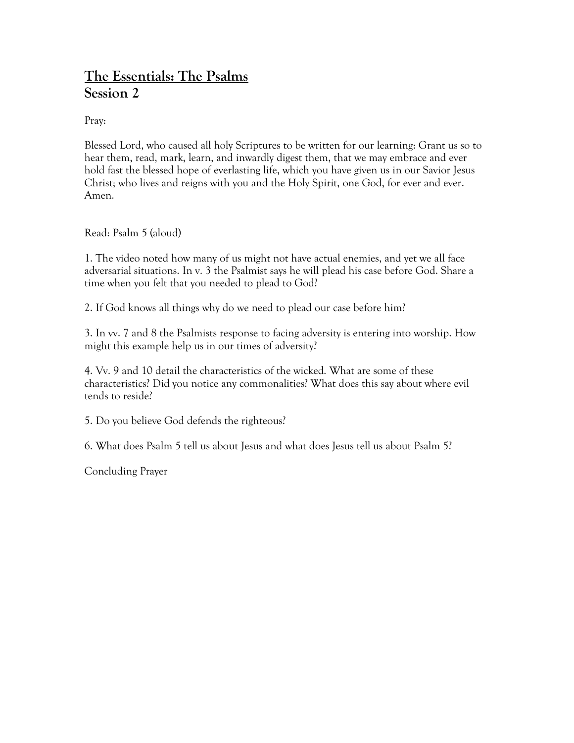# The Essentials: The Psalms
## Session 2

Pray:

Blessed Lord, who caused all holy Scriptures to be written for our learning: Grant us so to hear them, read, mark, learn, and inwardly digest them, that we may embrace and ever hold fast the blessed hope of everlasting life, which you have given us in our Savior Jesus Christ; who lives and reigns with you and the Holy Spirit, one God, for ever and ever. Amen.

Read: Psalm 5 (aloud)

1. The video noted how many of us might not have actual enemies, and yet we all face adversarial situations. In v. 3 the Psalmist says he will plead his case before God. Share a time when you felt that you needed to plead to God?

2. If God knows all things why do we need to plead our case before him?

3. In vv. 7 and 8 the Psalmists response to facing adversity is entering into worship. How might this example help us in our times of adversity?

4. Vv. 9 and 10 detail the characteristics of the wicked. What are some of these characteristics? Did you notice any commonalities? What does this say about where evil tends to reside?

5. Do you believe God defends the righteous?

6. What does Psalm 5 tell us about Jesus and what does Jesus tell us about Psalm 5?

Concluding Prayer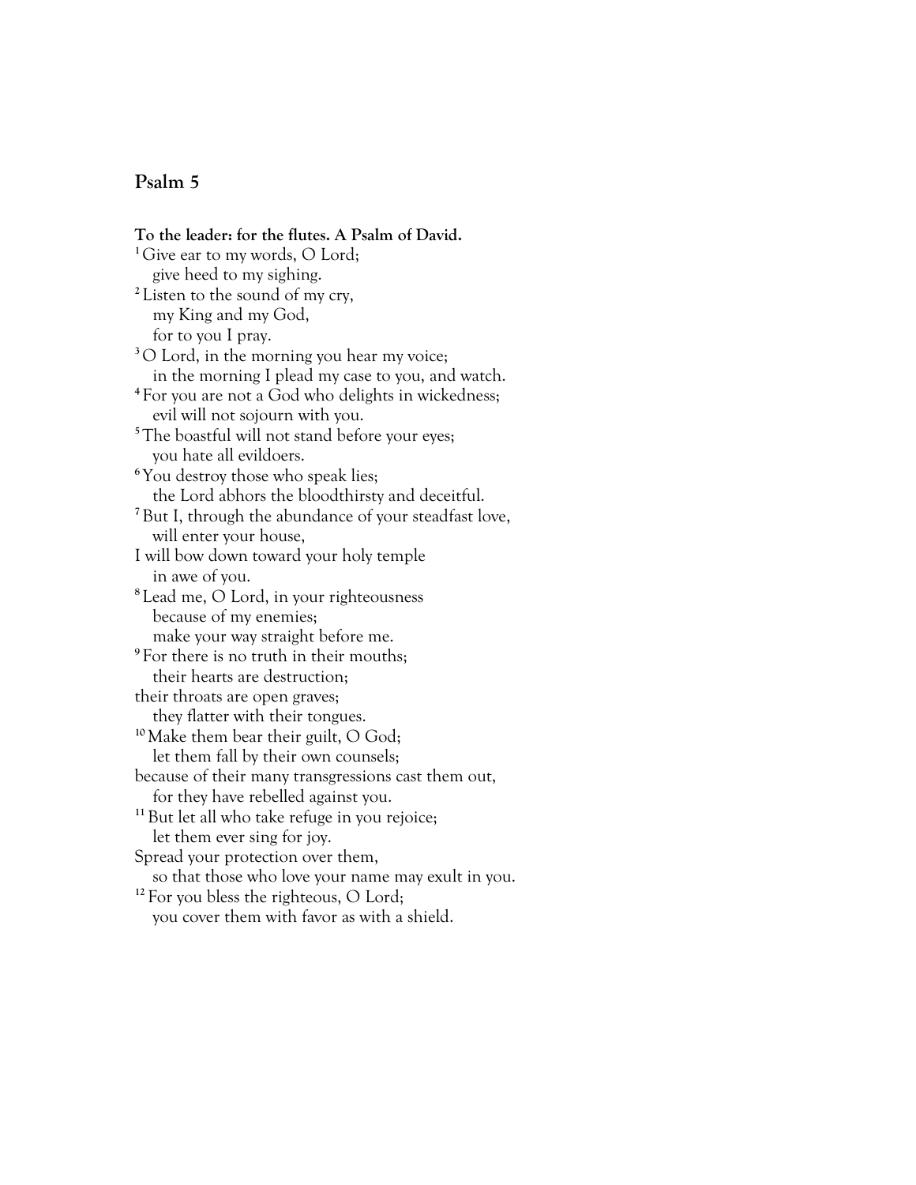## Psalm 5

**To the leader: for the flutes. A Psalm of David.**

[1] Give ear to my words, O Lord;
  give heed to my sighing.
[2] Listen to the sound of my cry,
  my King and my God,
  for to you I pray.
[3] O Lord, in the morning you hear my voice;
  in the morning I plead my case to you, and watch.
[4] For you are not a God who delights in wickedness;
  evil will not sojourn with you.
[5] The boastful will not stand before your eyes;
  you hate all evildoers.
[6] You destroy those who speak lies;
  the Lord abhors the bloodthirsty and deceitful.
[7] But I, through the abundance of your steadfast love,
  will enter your house,
I will bow down toward your holy temple
  in awe of you.
[8] Lead me, O Lord, in your righteousness
  because of my enemies;
  make your way straight before me.
[9] For there is no truth in their mouths;
  their hearts are destruction;
their throats are open graves;
  they flatter with their tongues.
[10] Make them bear their guilt, O God;
  let them fall by their own counsels;
because of their many transgressions cast them out,
  for they have rebelled against you.
[11] But let all who take refuge in you rejoice;
  let them ever sing for joy.
Spread your protection over them,
  so that those who love your name may exult in you.
[12] For you bless the righteous, O Lord;
  you cover them with favor as with a shield.